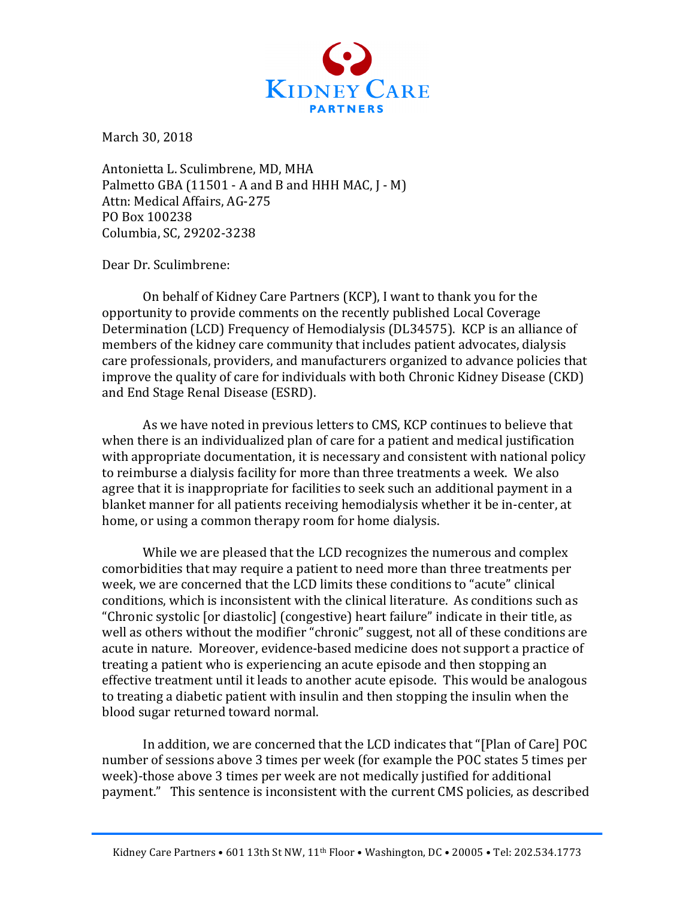KIDNEY CARE PARTNERS

March 30, 2018

Antonietta L. Sculimbrene, MD, MHA
Palmetto GBA (11501 - A and B and HHH MAC, J - M)
Attn: Medical Affairs, AG-275
PO Box 100238
Columbia, SC, 29202-3238

Dear Dr. Sculimbrene:

On behalf of Kidney Care Partners (KCP), I want to thank you for the opportunity to provide comments on the recently published Local Coverage Determination (LCD) Frequency of Hemodialysis (DL34575). KCP is an alliance of members of the kidney care community that includes patient advocates, dialysis care professionals, providers, and manufacturers organized to advance policies that improve the quality of care for individuals with both Chronic Kidney Disease (CKD) and End Stage Renal Disease (ESRD).

As we have noted in previous letters to CMS, KCP continues to believe that when there is an individualized plan of care for a patient and medical justification with appropriate documentation, it is necessary and consistent with national policy to reimburse a dialysis facility for more than three treatments a week. We also agree that it is inappropriate for facilities to seek such an additional payment in a blanket manner for all patients receiving hemodialysis whether it be in-center, at home, or using a common therapy room for home dialysis.

While we are pleased that the LCD recognizes the numerous and complex comorbidities that may require a patient to need more than three treatments per week, we are concerned that the LCD limits these conditions to "acute" clinical conditions, which is inconsistent with the clinical literature. As conditions such as "Chronic systolic [or diastolic] (congestive) heart failure" indicate in their title, as well as others without the modifier "chronic" suggest, not all of these conditions are acute in nature. Moreover, evidence-based medicine does not support a practice of treating a patient who is experiencing an acute episode and then stopping an effective treatment until it leads to another acute episode. This would be analogous to treating a diabetic patient with insulin and then stopping the insulin when the blood sugar returned toward normal.

In addition, we are concerned that the LCD indicates that "[Plan of Care] POC number of sessions above 3 times per week (for example the POC states 5 times per week)-those above 3 times per week are not medically justified for additional payment." This sentence is inconsistent with the current CMS policies, as described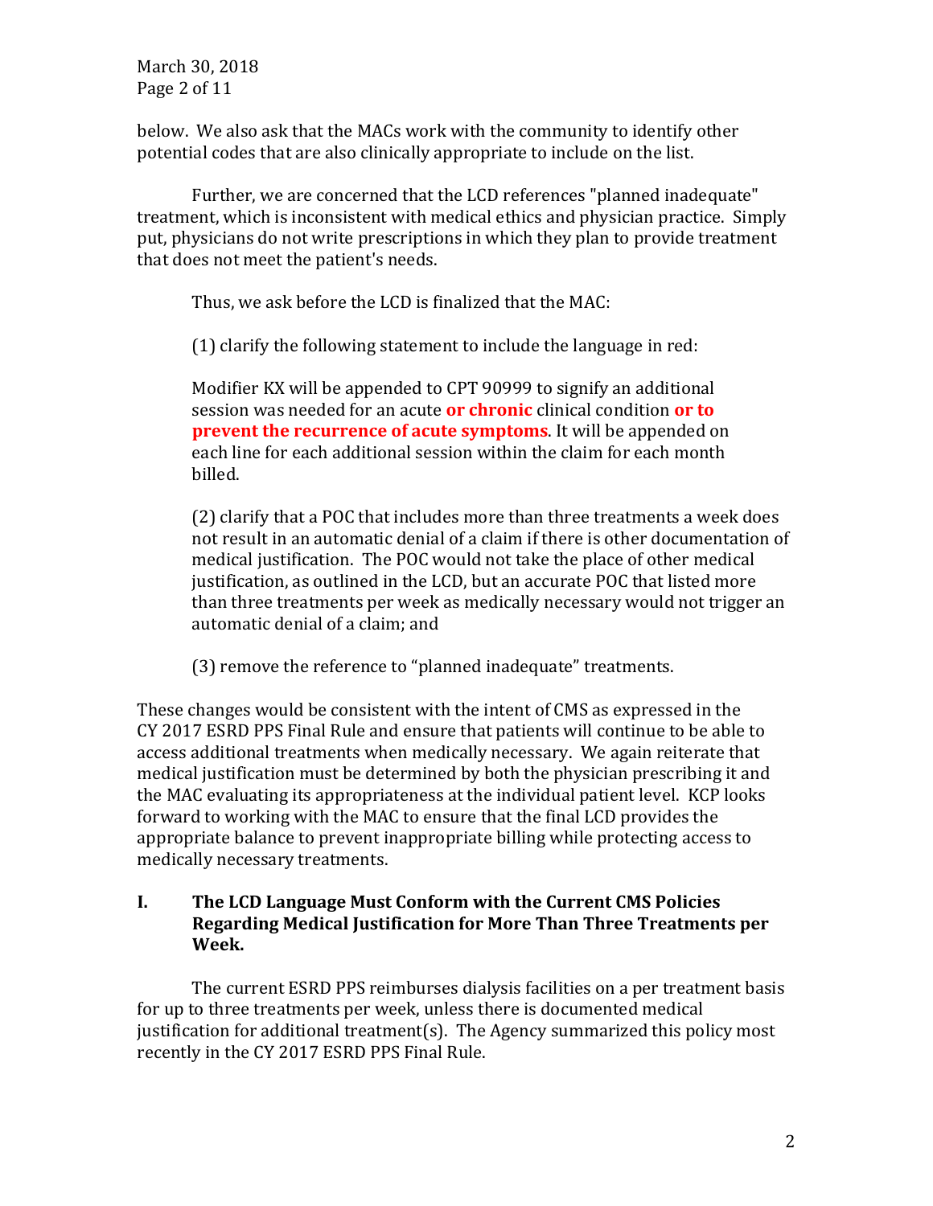below. We also ask that the MACs work with the community to identify other potential codes that are also clinically appropriate to include on the list.

Further, we are concerned that the LCD references "planned inadequate" treatment, which is inconsistent with medical ethics and physician practice. Simply put, physicians do not write prescriptions in which they plan to provide treatment that does not meet the patient's needs.

Thus, we ask before the LCD is finalized that the MAC:

(1) clarify the following statement to include the language in red:

> Modifier KX will be appended to CPT 90999 to signify an additional session was needed for an acute **or chronic** clinical condition **or to prevent the recurrence of acute symptoms**. It will be appended on each line for each additional session within the claim for each month billed.

(2) clarify that a POC that includes more than three treatments a week does not result in an automatic denial of a claim if there is other documentation of medical justification. The POC would not take the place of other medical justification, as outlined in the LCD, but an accurate POC that listed more than three treatments per week as medically necessary would not trigger an automatic denial of a claim; and

(3) remove the reference to "planned inadequate" treatments.

These changes would be consistent with the intent of CMS as expressed in the CY 2017 ESRD PPS Final Rule and ensure that patients will continue to be able to access additional treatments when medically necessary. We again reiterate that medical justification must be determined by both the physician prescribing it and the MAC evaluating its appropriateness at the individual patient level. KCP looks forward to working with the MAC to ensure that the final LCD provides the appropriate balance to prevent inappropriate billing while protecting access to medically necessary treatments.

## I. The LCD Language Must Conform with the Current CMS Policies Regarding Medical Justification for More Than Three Treatments per Week.

The current ESRD PPS reimburses dialysis facilities on a per treatment basis for up to three treatments per week, unless there is documented medical justification for additional treatment(s). The Agency summarized this policy most recently in the CY 2017 ESRD PPS Final Rule.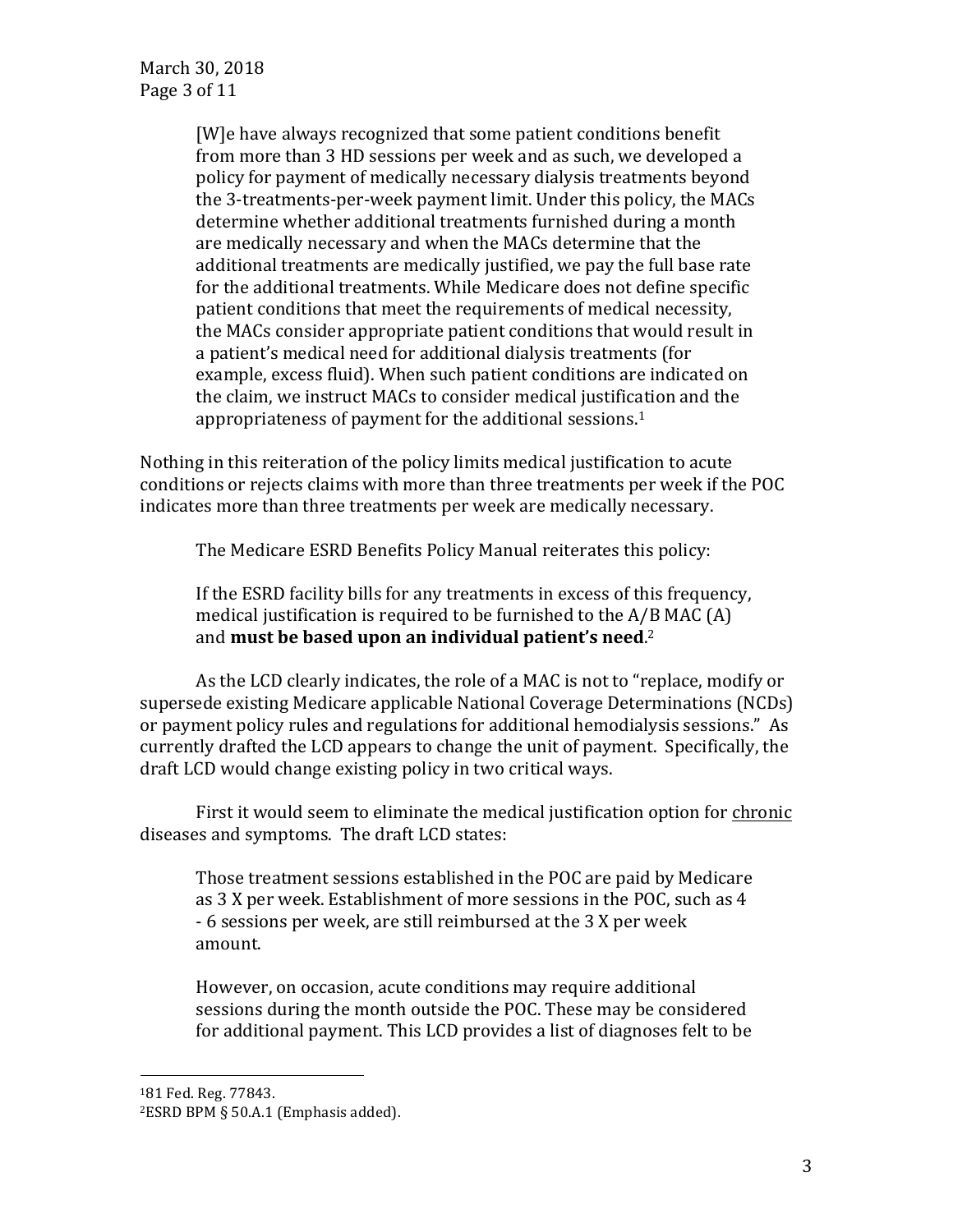> [W]e have always recognized that some patient conditions benefit from more than 3 HD sessions per week and as such, we developed a policy for payment of medically necessary dialysis treatments beyond the 3-treatments-per-week payment limit. Under this policy, the MACs determine whether additional treatments furnished during a month are medically necessary and when the MACs determine that the additional treatments are medically justified, we pay the full base rate for the additional treatments. While Medicare does not define specific patient conditions that meet the requirements of medical necessity, the MACs consider appropriate patient conditions that would result in a patient's medical need for additional dialysis treatments (for example, excess fluid). When such patient conditions are indicated on the claim, we instruct MACs to consider medical justification and the appropriateness of payment for the additional sessions.[1]

Nothing in this reiteration of the policy limits medical justification to acute conditions or rejects claims with more than three treatments per week if the POC indicates more than three treatments per week are medically necessary.

The Medicare ESRD Benefits Policy Manual reiterates this policy:

> If the ESRD facility bills for any treatments in excess of this frequency, medical justification is required to be furnished to the A/B MAC (A) and **must be based upon an individual patient's need**.[2]

As the LCD clearly indicates, the role of a MAC is not to "replace, modify or supersede existing Medicare applicable National Coverage Determinations (NCDs) or payment policy rules and regulations for additional hemodialysis sessions." As currently drafted the LCD appears to change the unit of payment. Specifically, the draft LCD would change existing policy in two critical ways.

First it would seem to eliminate the medical justification option for <u>chronic</u> diseases and symptoms. The draft LCD states:

> Those treatment sessions established in the POC are paid by Medicare as 3 X per week. Establishment of more sessions in the POC, such as 4 - 6 sessions per week, are still reimbursed at the 3 X per week amount.
>
> However, on occasion, acute conditions may require additional sessions during the month outside the POC. These may be considered for additional payment. This LCD provides a list of diagnoses felt to be

---

[1] 81 Fed. Reg. 77843.

[2] ESRD BPM § 50.A.1 (Emphasis added).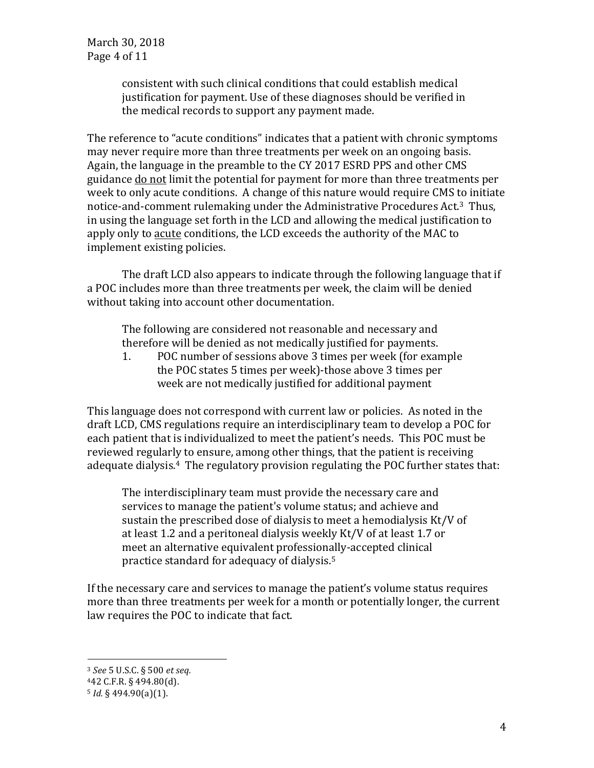> consistent with such clinical conditions that could establish medical justification for payment. Use of these diagnoses should be verified in the medical records to support any payment made.

The reference to "acute conditions" indicates that a patient with chronic symptoms may never require more than three treatments per week on an ongoing basis. Again, the language in the preamble to the CY 2017 ESRD PPS and other CMS guidance do not limit the potential for payment for more than three treatments per week to only acute conditions. A change of this nature would require CMS to initiate notice-and-comment rulemaking under the Administrative Procedures Act.[3] Thus, in using the language set forth in the LCD and allowing the medical justification to apply only to acute conditions, the LCD exceeds the authority of the MAC to implement existing policies.

The draft LCD also appears to indicate through the following language that if a POC includes more than three treatments per week, the claim will be denied without taking into account other documentation.

> The following are considered not reasonable and necessary and therefore will be denied as not medically justified for payments.
>
> 1. POC number of sessions above 3 times per week (for example the POC states 5 times per week)-those above 3 times per week are not medically justified for additional payment

This language does not correspond with current law or policies. As noted in the draft LCD, CMS regulations require an interdisciplinary team to develop a POC for each patient that is individualized to meet the patient's needs. This POC must be reviewed regularly to ensure, among other things, that the patient is receiving adequate dialysis.[4] The regulatory provision regulating the POC further states that:

> The interdisciplinary team must provide the necessary care and services to manage the patient's volume status; and achieve and sustain the prescribed dose of dialysis to meet a hemodialysis Kt/V of at least 1.2 and a peritoneal dialysis weekly Kt/V of at least 1.7 or meet an alternative equivalent professionally-accepted clinical practice standard for adequacy of dialysis.[5]

If the necessary care and services to manage the patient's volume status requires more than three treatments per week for a month or potentially longer, the current law requires the POC to indicate that fact.

---

[3] *See* 5 U.S.C. § 500 *et seq.*

[4] 42 C.F.R. § 494.80(d).

[5] *Id.* § 494.90(a)(1).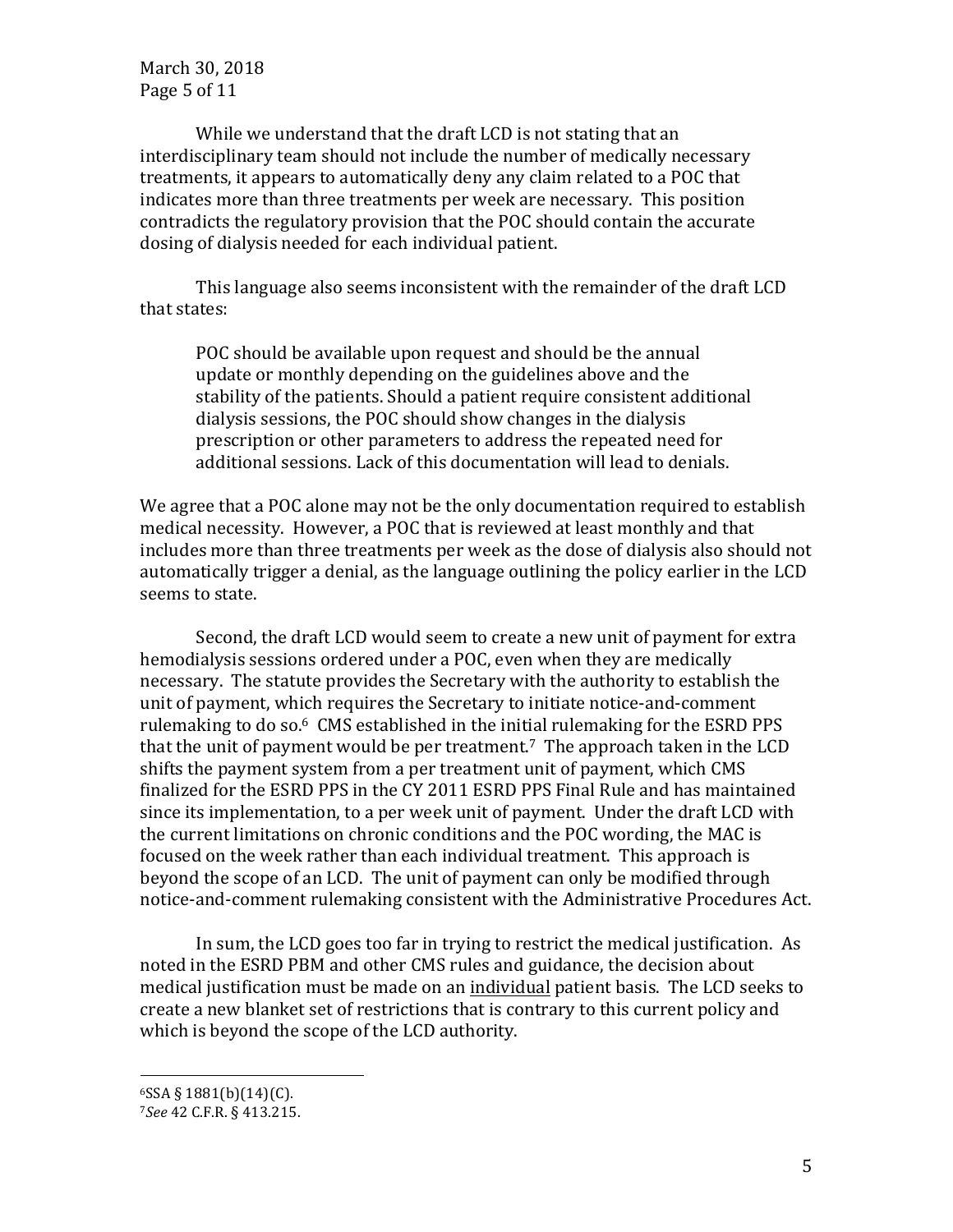While we understand that the draft LCD is not stating that an interdisciplinary team should not include the number of medically necessary treatments, it appears to automatically deny any claim related to a POC that indicates more than three treatments per week are necessary. This position contradicts the regulatory provision that the POC should contain the accurate dosing of dialysis needed for each individual patient.

This language also seems inconsistent with the remainder of the draft LCD that states:

> POC should be available upon request and should be the annual update or monthly depending on the guidelines above and the stability of the patients. Should a patient require consistent additional dialysis sessions, the POC should show changes in the dialysis prescription or other parameters to address the repeated need for additional sessions. Lack of this documentation will lead to denials.

We agree that a POC alone may not be the only documentation required to establish medical necessity. However, a POC that is reviewed at least monthly and that includes more than three treatments per week as the dose of dialysis also should not automatically trigger a denial, as the language outlining the policy earlier in the LCD seems to state.

Second, the draft LCD would seem to create a new unit of payment for extra hemodialysis sessions ordered under a POC, even when they are medically necessary. The statute provides the Secretary with the authority to establish the unit of payment, which requires the Secretary to initiate notice-and-comment rulemaking to do so.[6] CMS established in the initial rulemaking for the ESRD PPS that the unit of payment would be per treatment.[7] The approach taken in the LCD shifts the payment system from a per treatment unit of payment, which CMS finalized for the ESRD PPS in the CY 2011 ESRD PPS Final Rule and has maintained since its implementation, to a per week unit of payment. Under the draft LCD with the current limitations on chronic conditions and the POC wording, the MAC is focused on the week rather than each individual treatment. This approach is beyond the scope of an LCD. The unit of payment can only be modified through notice-and-comment rulemaking consistent with the Administrative Procedures Act.

In sum, the LCD goes too far in trying to restrict the medical justification. As noted in the ESRD PBM and other CMS rules and guidance, the decision about medical justification must be made on an <u>individual</u> patient basis. The LCD seeks to create a new blanket set of restrictions that is contrary to this current policy and which is beyond the scope of the LCD authority.

---

[6] SSA § 1881(b)(14)(C).

[7] *See* 42 C.F.R. § 413.215.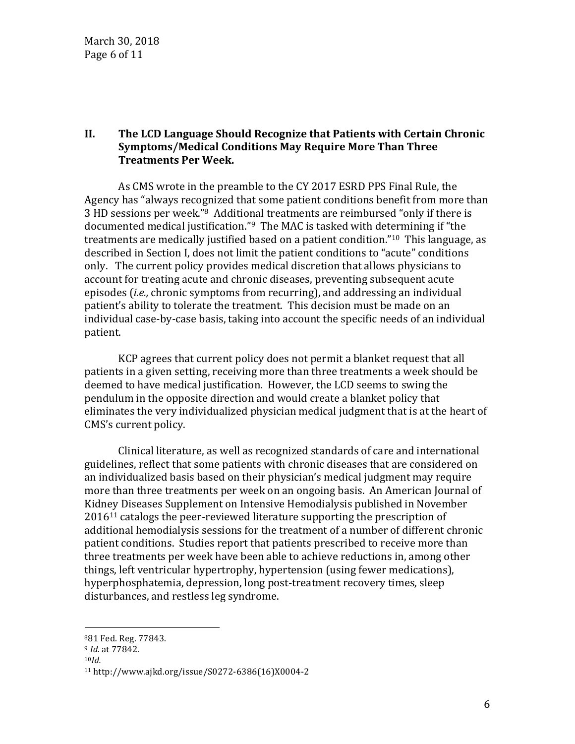## II. The LCD Language Should Recognize that Patients with Certain Chronic Symptoms/Medical Conditions May Require More Than Three Treatments Per Week.

As CMS wrote in the preamble to the CY 2017 ESRD PPS Final Rule, the Agency has "always recognized that some patient conditions benefit from more than 3 HD sessions per week."[8] Additional treatments are reimbursed "only if there is documented medical justification."[9] The MAC is tasked with determining if "the treatments are medically justified based on a patient condition."[10] This language, as described in Section I, does not limit the patient conditions to "acute" conditions only. The current policy provides medical discretion that allows physicians to account for treating acute and chronic diseases, preventing subsequent acute episodes (*i.e.,* chronic symptoms from recurring), and addressing an individual patient's ability to tolerate the treatment. This decision must be made on an individual case-by-case basis, taking into account the specific needs of an individual patient.

KCP agrees that current policy does not permit a blanket request that all patients in a given setting, receiving more than three treatments a week should be deemed to have medical justification. However, the LCD seems to swing the pendulum in the opposite direction and would create a blanket policy that eliminates the very individualized physician medical judgment that is at the heart of CMS's current policy.

Clinical literature, as well as recognized standards of care and international guidelines, reflect that some patients with chronic diseases that are considered on an individualized basis based on their physician's medical judgment may require more than three treatments per week on an ongoing basis. An American Journal of Kidney Diseases Supplement on Intensive Hemodialysis published in November 2016[11] catalogs the peer-reviewed literature supporting the prescription of additional hemodialysis sessions for the treatment of a number of different chronic patient conditions. Studies report that patients prescribed to receive more than three treatments per week have been able to achieve reductions in, among other things, left ventricular hypertrophy, hypertension (using fewer medications), hyperphosphatemia, depression, long post-treatment recovery times, sleep disturbances, and restless leg syndrome.

---

[8] 81 Fed. Reg. 77843.

[9] *Id.* at 77842.

[10] *Id.*

[11] http://www.ajkd.org/issue/S0272-6386(16)X0004-2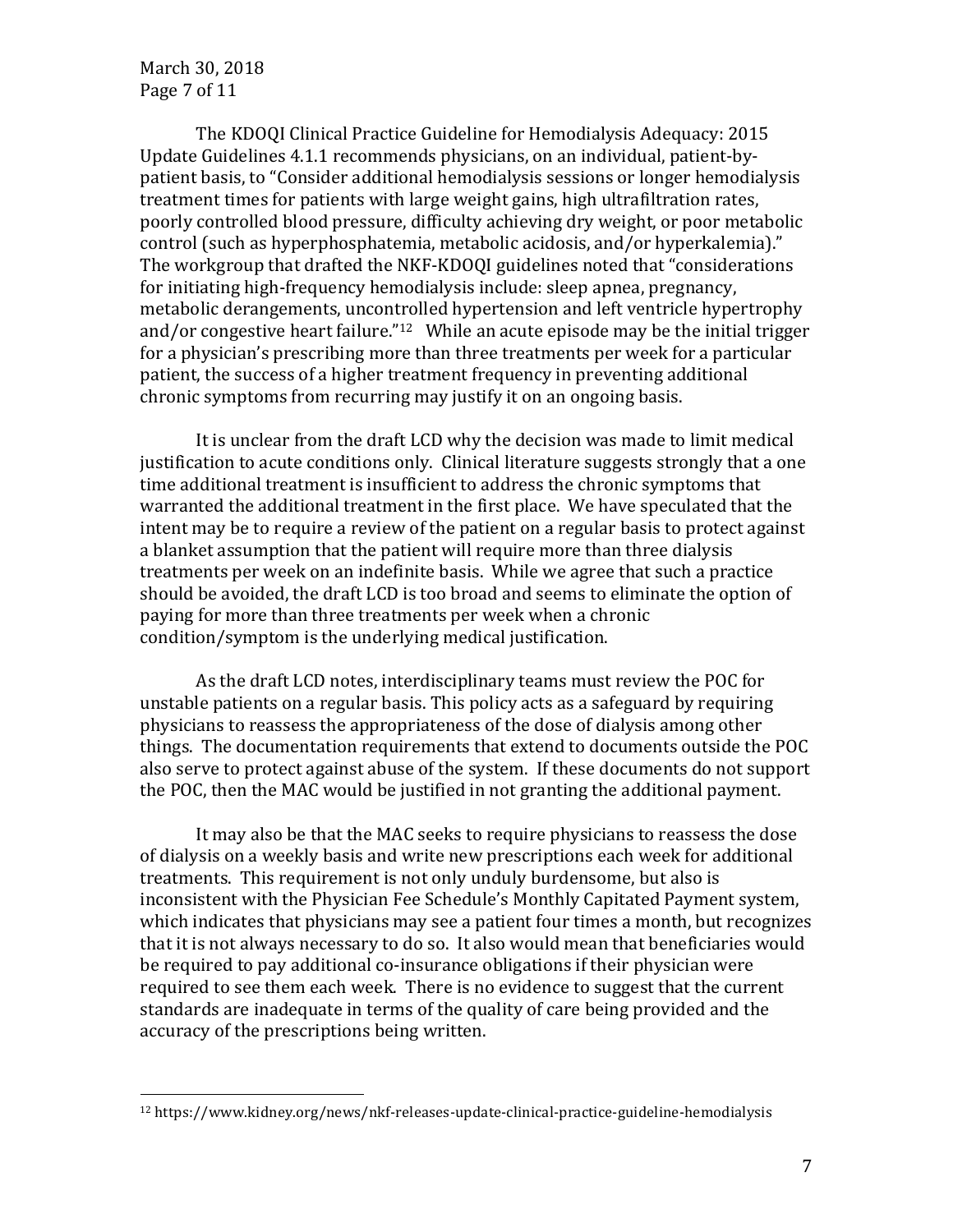The KDOQI Clinical Practice Guideline for Hemodialysis Adequacy: 2015 Update Guidelines 4.1.1 recommends physicians, on an individual, patient-by-patient basis, to "Consider additional hemodialysis sessions or longer hemodialysis treatment times for patients with large weight gains, high ultrafiltration rates, poorly controlled blood pressure, difficulty achieving dry weight, or poor metabolic control (such as hyperphosphatemia, metabolic acidosis, and/or hyperkalemia)." The workgroup that drafted the NKF-KDOQI guidelines noted that "considerations for initiating high-frequency hemodialysis include: sleep apnea, pregnancy, metabolic derangements, uncontrolled hypertension and left ventricle hypertrophy and/or congestive heart failure."[12] While an acute episode may be the initial trigger for a physician's prescribing more than three treatments per week for a particular patient, the success of a higher treatment frequency in preventing additional chronic symptoms from recurring may justify it on an ongoing basis.

It is unclear from the draft LCD why the decision was made to limit medical justification to acute conditions only. Clinical literature suggests strongly that a one time additional treatment is insufficient to address the chronic symptoms that warranted the additional treatment in the first place. We have speculated that the intent may be to require a review of the patient on a regular basis to protect against a blanket assumption that the patient will require more than three dialysis treatments per week on an indefinite basis. While we agree that such a practice should be avoided, the draft LCD is too broad and seems to eliminate the option of paying for more than three treatments per week when a chronic condition/symptom is the underlying medical justification.

As the draft LCD notes, interdisciplinary teams must review the POC for unstable patients on a regular basis. This policy acts as a safeguard by requiring physicians to reassess the appropriateness of the dose of dialysis among other things. The documentation requirements that extend to documents outside the POC also serve to protect against abuse of the system. If these documents do not support the POC, then the MAC would be justified in not granting the additional payment.

It may also be that the MAC seeks to require physicians to reassess the dose of dialysis on a weekly basis and write new prescriptions each week for additional treatments. This requirement is not only unduly burdensome, but also is inconsistent with the Physician Fee Schedule's Monthly Capitated Payment system, which indicates that physicians may see a patient four times a month, but recognizes that it is not always necessary to do so. It also would mean that beneficiaries would be required to pay additional co-insurance obligations if their physician were required to see them each week. There is no evidence to suggest that the current standards are inadequate in terms of the quality of care being provided and the accuracy of the prescriptions being written.

---

[12] https://www.kidney.org/news/nkf-releases-update-clinical-practice-guideline-hemodialysis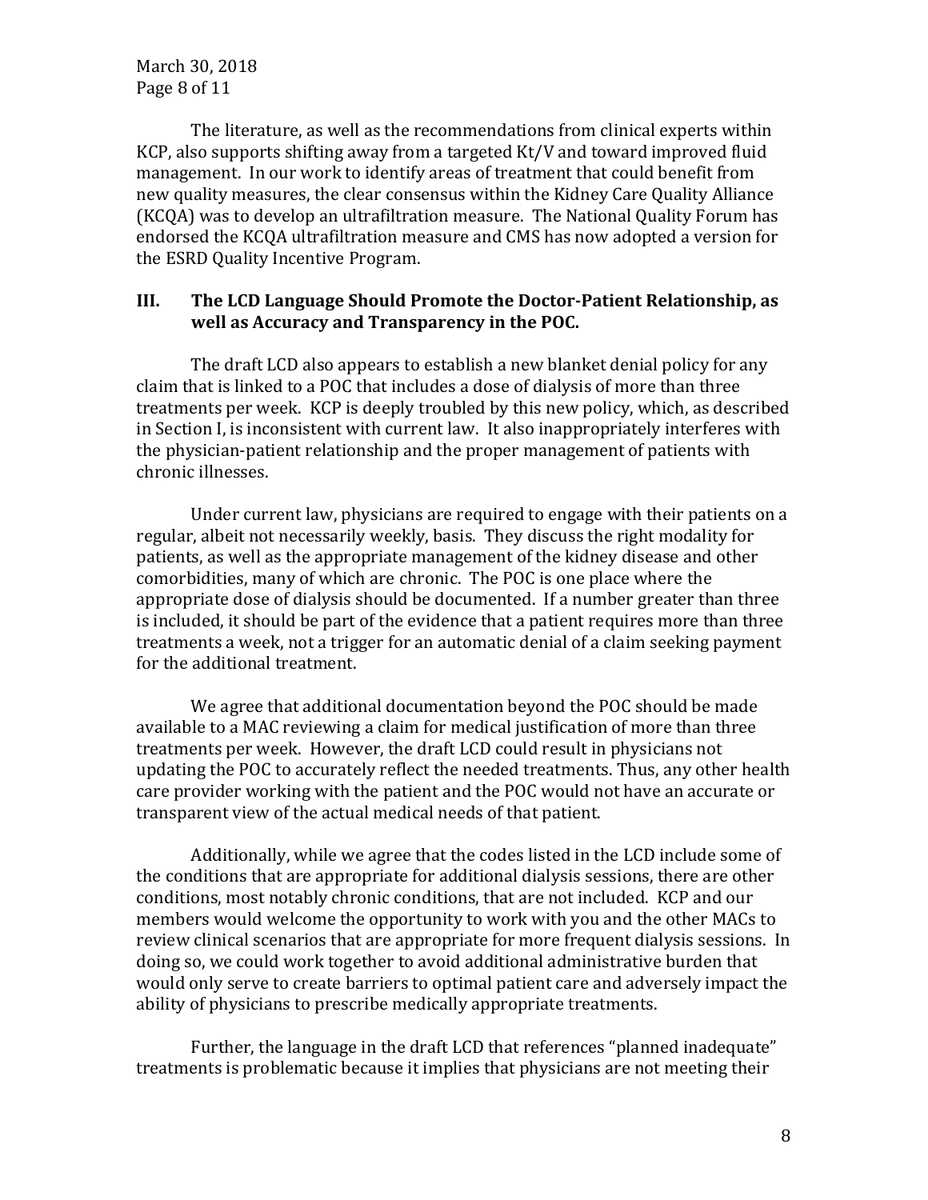The literature, as well as the recommendations from clinical experts within KCP, also supports shifting away from a targeted Kt/V and toward improved fluid management. In our work to identify areas of treatment that could benefit from new quality measures, the clear consensus within the Kidney Care Quality Alliance (KCQA) was to develop an ultrafiltration measure. The National Quality Forum has endorsed the KCQA ultrafiltration measure and CMS has now adopted a version for the ESRD Quality Incentive Program.

## III. The LCD Language Should Promote the Doctor-Patient Relationship, as well as Accuracy and Transparency in the POC.

The draft LCD also appears to establish a new blanket denial policy for any claim that is linked to a POC that includes a dose of dialysis of more than three treatments per week. KCP is deeply troubled by this new policy, which, as described in Section I, is inconsistent with current law. It also inappropriately interferes with the physician-patient relationship and the proper management of patients with chronic illnesses.

Under current law, physicians are required to engage with their patients on a regular, albeit not necessarily weekly, basis. They discuss the right modality for patients, as well as the appropriate management of the kidney disease and other comorbidities, many of which are chronic. The POC is one place where the appropriate dose of dialysis should be documented. If a number greater than three is included, it should be part of the evidence that a patient requires more than three treatments a week, not a trigger for an automatic denial of a claim seeking payment for the additional treatment.

We agree that additional documentation beyond the POC should be made available to a MAC reviewing a claim for medical justification of more than three treatments per week. However, the draft LCD could result in physicians not updating the POC to accurately reflect the needed treatments. Thus, any other health care provider working with the patient and the POC would not have an accurate or transparent view of the actual medical needs of that patient.

Additionally, while we agree that the codes listed in the LCD include some of the conditions that are appropriate for additional dialysis sessions, there are other conditions, most notably chronic conditions, that are not included. KCP and our members would welcome the opportunity to work with you and the other MACs to review clinical scenarios that are appropriate for more frequent dialysis sessions. In doing so, we could work together to avoid additional administrative burden that would only serve to create barriers to optimal patient care and adversely impact the ability of physicians to prescribe medically appropriate treatments.

Further, the language in the draft LCD that references "planned inadequate" treatments is problematic because it implies that physicians are not meeting their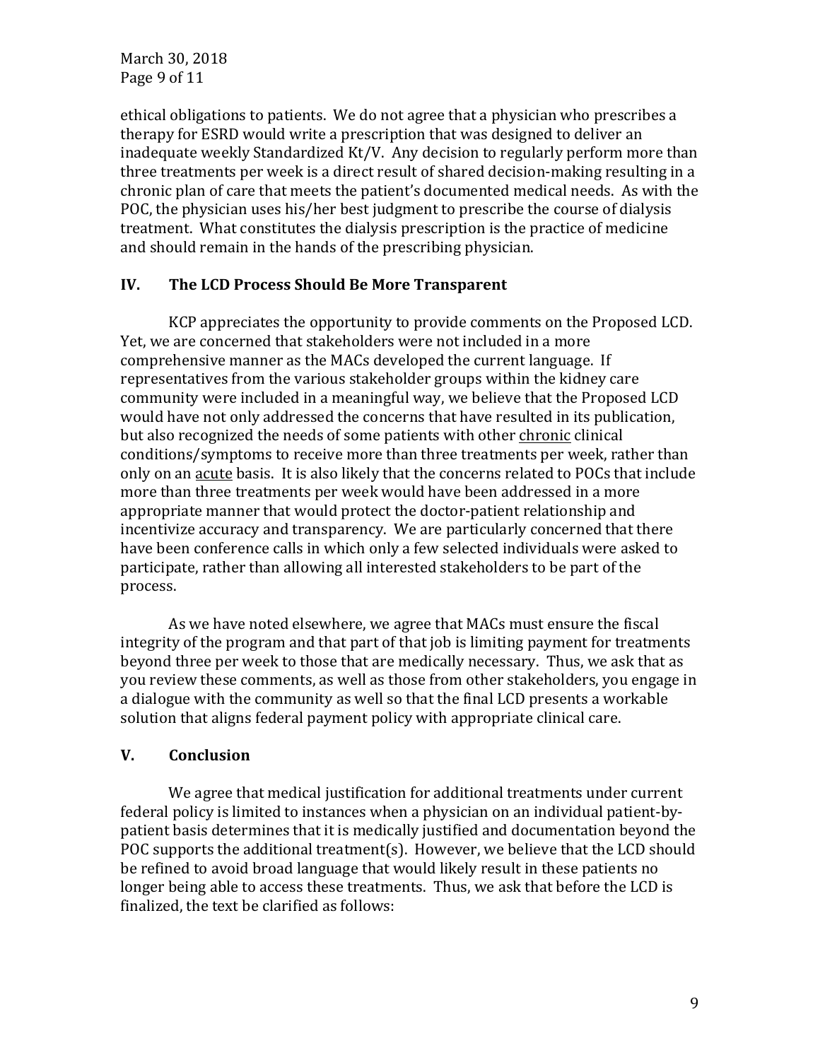ethical obligations to patients. We do not agree that a physician who prescribes a therapy for ESRD would write a prescription that was designed to deliver an inadequate weekly Standardized Kt/V. Any decision to regularly perform more than three treatments per week is a direct result of shared decision-making resulting in a chronic plan of care that meets the patient's documented medical needs. As with the POC, the physician uses his/her best judgment to prescribe the course of dialysis treatment. What constitutes the dialysis prescription is the practice of medicine and should remain in the hands of the prescribing physician.

## IV. The LCD Process Should Be More Transparent

KCP appreciates the opportunity to provide comments on the Proposed LCD. Yet, we are concerned that stakeholders were not included in a more comprehensive manner as the MACs developed the current language. If representatives from the various stakeholder groups within the kidney care community were included in a meaningful way, we believe that the Proposed LCD would have not only addressed the concerns that have resulted in its publication, but also recognized the needs of some patients with other <u>chronic</u> clinical conditions/symptoms to receive more than three treatments per week, rather than only on an <u>acute</u> basis. It is also likely that the concerns related to POCs that include more than three treatments per week would have been addressed in a more appropriate manner that would protect the doctor-patient relationship and incentivize accuracy and transparency. We are particularly concerned that there have been conference calls in which only a few selected individuals were asked to participate, rather than allowing all interested stakeholders to be part of the process.

As we have noted elsewhere, we agree that MACs must ensure the fiscal integrity of the program and that part of that job is limiting payment for treatments beyond three per week to those that are medically necessary. Thus, we ask that as you review these comments, as well as those from other stakeholders, you engage in a dialogue with the community as well so that the final LCD presents a workable solution that aligns federal payment policy with appropriate clinical care.

## V. Conclusion

We agree that medical justification for additional treatments under current federal policy is limited to instances when a physician on an individual patient-by-patient basis determines that it is medically justified and documentation beyond the POC supports the additional treatment(s). However, we believe that the LCD should be refined to avoid broad language that would likely result in these patients no longer being able to access these treatments. Thus, we ask that before the LCD is finalized, the text be clarified as follows: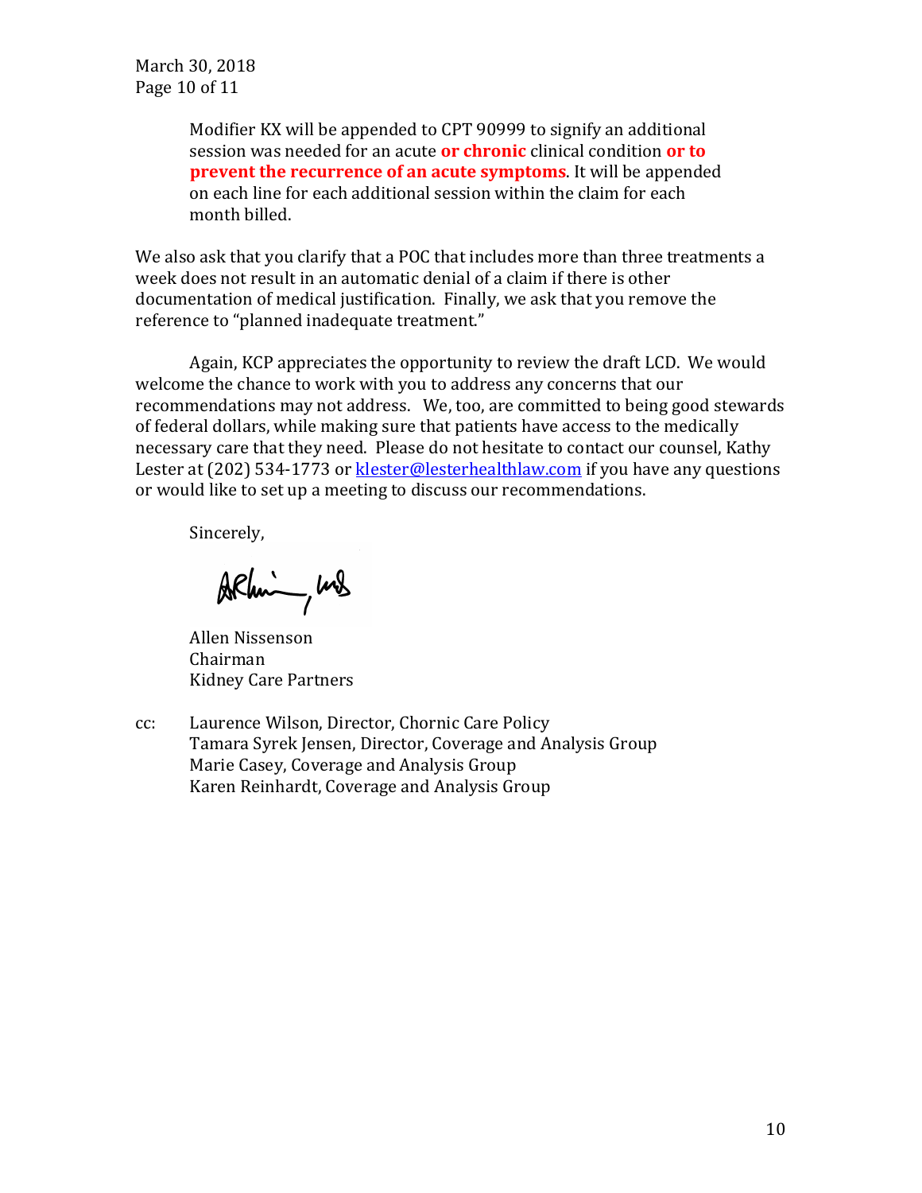Modifier KX will be appended to CPT 90999 to signify an additional session was needed for an acute **or chronic** clinical condition **or to prevent the recurrence of an acute symptoms**. It will be appended on each line for each additional session within the claim for each month billed.

We also ask that you clarify that a POC that includes more than three treatments a week does not result in an automatic denial of a claim if there is other documentation of medical justification. Finally, we ask that you remove the reference to "planned inadequate treatment."

Again, KCP appreciates the opportunity to review the draft LCD. We would welcome the chance to work with you to address any concerns that our recommendations may not address. We, too, are committed to being good stewards of federal dollars, while making sure that patients have access to the medically necessary care that they need. Please do not hesitate to contact our counsel, Kathy Lester at (202) 534-1773 or klester@lesterhealthlaw.com if you have any questions or would like to set up a meeting to discuss our recommendations.

Sincerely,

Allen Nissenson
Chairman
Kidney Care Partners

cc: Laurence Wilson, Director, Chornic Care Policy
Tamara Syrek Jensen, Director, Coverage and Analysis Group
Marie Casey, Coverage and Analysis Group
Karen Reinhardt, Coverage and Analysis Group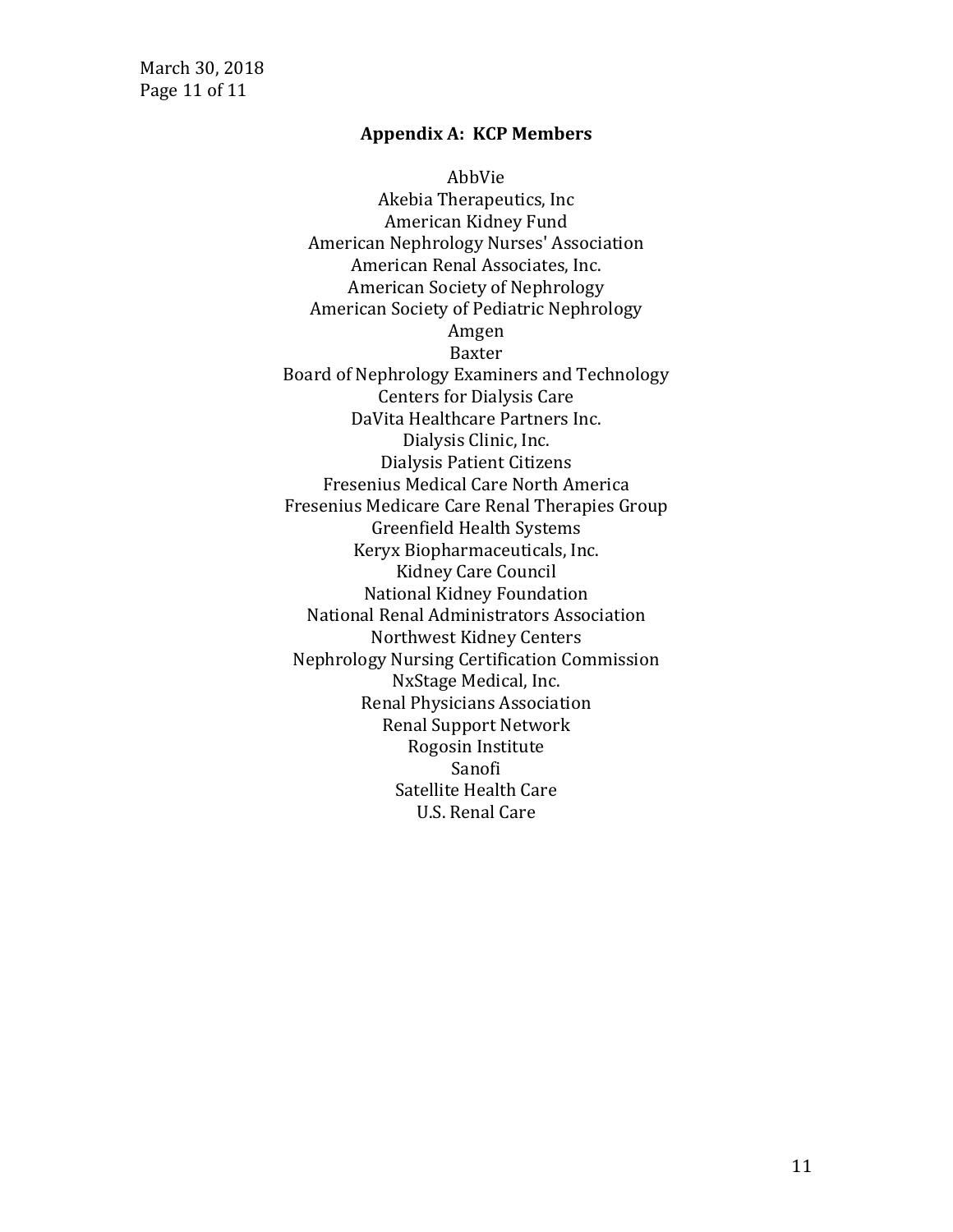## Appendix A: KCP Members

AbbVie
Akebia Therapeutics, Inc
American Kidney Fund
American Nephrology Nurses' Association
American Renal Associates, Inc.
American Society of Nephrology
American Society of Pediatric Nephrology
Amgen
Baxter
Board of Nephrology Examiners and Technology
Centers for Dialysis Care
DaVita Healthcare Partners Inc.
Dialysis Clinic, Inc.
Dialysis Patient Citizens
Fresenius Medical Care North America
Fresenius Medicare Care Renal Therapies Group
Greenfield Health Systems
Keryx Biopharmaceuticals, Inc.
Kidney Care Council
National Kidney Foundation
National Renal Administrators Association
Northwest Kidney Centers
Nephrology Nursing Certification Commission
NxStage Medical, Inc.
Renal Physicians Association
Renal Support Network
Rogosin Institute
Sanofi
Satellite Health Care
U.S. Renal Care